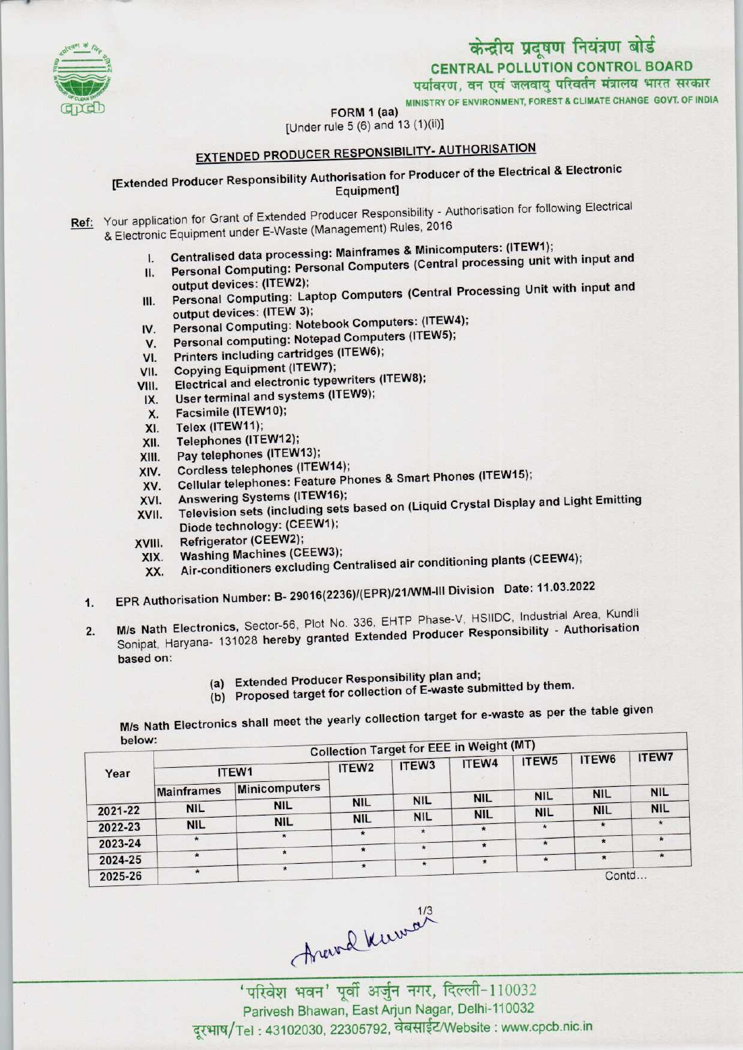# केन्द्रीय प्रदूषण नियंत्रण बोर्ड

## CENTRAL POLLUTION CONTROL BOARD

पर्यावरण, वन एवं जलवायु परिवर्तन मंत्रालय भारत सरकार

MINISTRY OF ENVIRONMENT, FOREST & CLIMATE CHANGE GOVT. OF INDIA

FORM 1 (aa)

[Under rule 5 (6) and 13 (1)(ii)]

## EXTENDED PRODUCER RESPONSIBILITY- AUTHORISATION

**[Extended Producer Responsibility Authorisation for Producer of the Electrical & Electronic Equipment]**

**Ref:** Your application for Grant of Extended Producer Responsibility - Authorisation for following Electrical & Electronic Equipment under E-Waste (Management) Rules, 2016

- I. Centralised data processing: Mainframes & Minicomputers: (ITEW1);
- II. Personal Computing: Personal Computers (Central processing unit with input and output devices: (ITEW2);
- III. Personal Computing: Laptop Computers (Central Processing Unit with input and output devices: (ITEW 3);
- IV. Personal Computing: Notebook Computers: (ITEW4);
- V. Personal computing: Notepad Computers (ITEW5);
- VI. Printers including cartridges (ITEW6);
- VII. Copying Equipment (ITEW7);
- VIII. Electrical and electronic typewriters (ITEW8);
- IX. User terminal and systems (ITEW9);
- X. Facsimile (ITEW10);
- XI. Telex (ITEW11);
- XII. Telephones (ITEW12);
- XIII. Pay telephones (ITEW13);
- XIV. Cordless telephones (ITEW14);
- XV. Cellular telephones: Feature Phones & Smart Phones (ITEW15);
- XVI. Answering Systems (ITEW16);
- XVII. Television sets (including sets based on (Liquid Crystal Display and Light Emitting Diode technology: (CEEW1);
- XVIII. Refrigerator (CEEW2);
- XIX. Washing Machines (CEEW3);
- XX. Air-conditioners excluding Centralised air conditioning plants (CEEW4);

1. EPR Authorisation Number: B- 29016(2236)/(EPR)/21/WM-III Division Date: 11.03.2022

2. M/s Nath Electronics, Sector-56, Plot No. 336, EHTP Phase-V, HSIIDC, Industrial Area, Kundli Sonipat, Haryana- 131028 hereby granted Extended Producer Responsibility - Authorisation based on:

   (a) Extended Producer Responsibility plan and;
   (b) Proposed target for collection of E-waste submitted by them.

M/s Nath Electronics shall meet the yearly collection target for e-waste as per the table given below:

| Year | Collection Target for EEE in Weight (MT) | | | | | | | |
|---|---|---|---|---|---|---|---|---|
| | ITEW1 | | ITEW2 | ITEW3 | ITEW4 | ITEW5 | ITEW6 | ITEW7 |
| | Mainframes | Minicomputers | | | | | | |
| 2021-22 | NIL | NIL | NIL | NIL | NIL | NIL | NIL | NIL |
| 2022-23 | NIL | NIL | NIL | NIL | NIL | NIL | NIL | NIL |
| 2023-24 | * | * | * | * | * | * | * | * |
| 2024-25 | * | * | * | * | * | * | * | * |
| 2025-26 | * | * | * | * | * | * | | |

Contd...

'परिवेश भवन' पूर्वी अर्जुन नगर, दिल्ली-110032

Parivesh Bhawan, East Arjun Nagar, Delhi-110032

दूरभाष/Tel : 43102030, 22305792, वेबसाईट/Website : www.cpcb.nic.in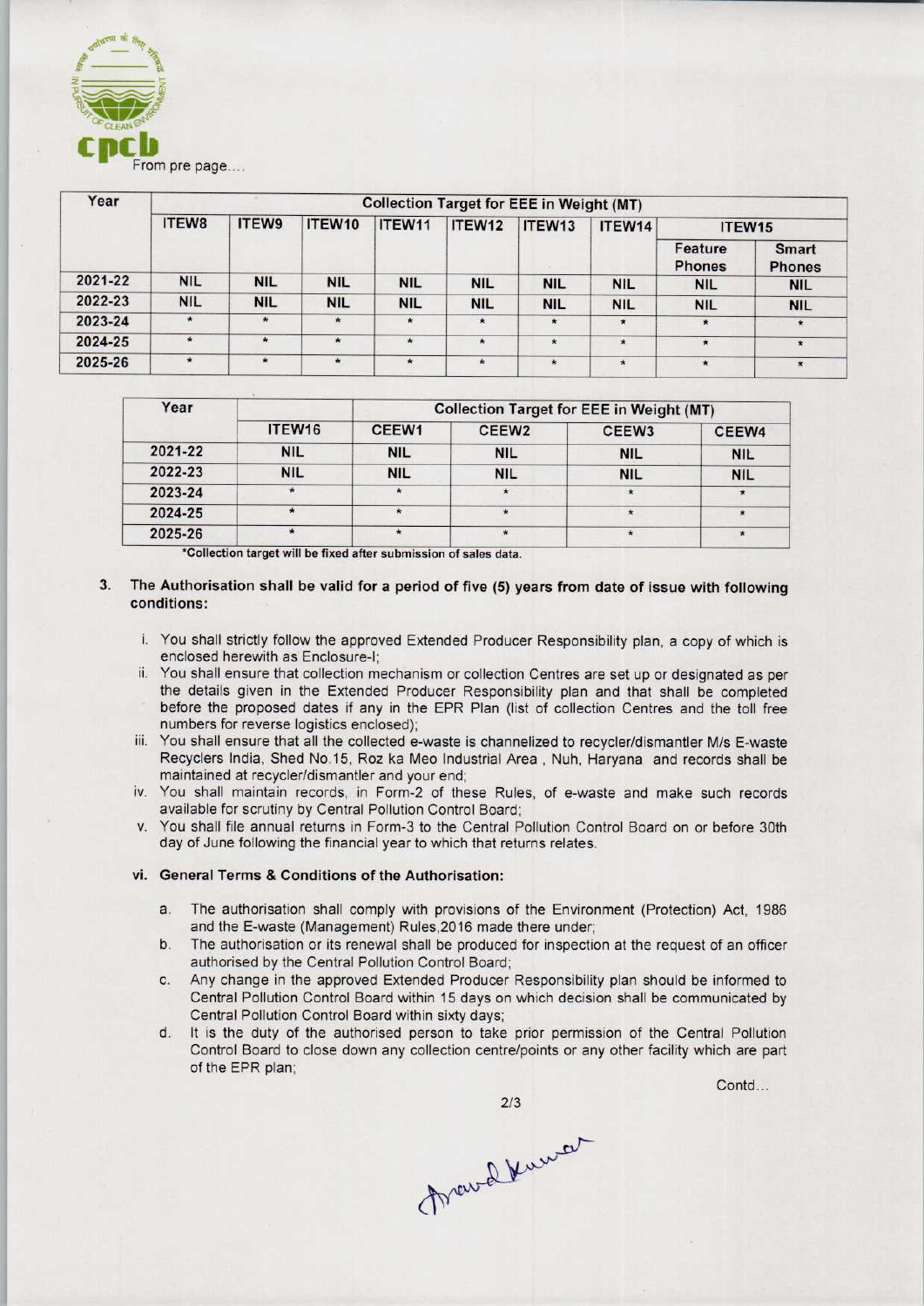From pre page....

| Year | Collection Target for EEE in Weight (MT) | | | | | | | | |
|---|---|---|---|---|---|---|---|---|---|
| | ITEW8 | ITEW9 | ITEW10 | ITEW11 | ITEW12 | ITEW13 | ITEW14 | ITEW15 | |
| | | | | | | | | Feature Phones | Smart Phones |
| 2021-22 | NIL | NIL | NIL | NIL | NIL | NIL | NIL | NIL | NIL |
| 2022-23 | NIL | NIL | NIL | NIL | NIL | NIL | NIL | NIL | NIL |
| 2023-24 | * | * | * | * | * | * | * | * | * |
| 2024-25 | * | * | * | * | * | * | * | * | * |
| 2025-26 | * | * | * | * | * | * | * | * | * |

| Year | | Collection Target for EEE in Weight (MT) | | | |
|---|---|---|---|---|---|
| | ITEW16 | CEEW1 | CEEW2 | CEEW3 | CEEW4 |
| 2021-22 | NIL | NIL | NIL | NIL | NIL |
| 2022-23 | NIL | NIL | NIL | NIL | NIL |
| 2023-24 | * | * | * | * | * |
| 2024-25 | * | * | * | * | * |
| 2025-26 | * | * | * | * | * |

*Collection target will be fixed after submission of sales data.

3. **The Authorisation shall be valid for a period of five (5) years from date of issue with following conditions:**

   i. You shall strictly follow the approved Extended Producer Responsibility plan, a copy of which is enclosed herewith as Enclosure-I;

   ii. You shall ensure that collection mechanism or collection Centres are set up or designated as per the details given in the Extended Producer Responsibility plan and that shall be completed before the proposed dates if any in the EPR Plan (list of collection Centres and the toll free numbers for reverse logistics enclosed);

   iii. You shall ensure that all the collected e-waste is channelized to recycler/dismantler M/s E-waste Recyclers India, Shed No.15, Roz ka Meo Industrial Area , Nuh, Haryana and records shall be maintained at recycler/dismantler and your end;

   iv. You shall maintain records, in Form-2 of these Rules, of e-waste and make such records available for scrutiny by Central Pollution Control Board;

   v. You shall file annual returns in Form-3 to the Central Pollution Control Board on or before 30th day of June following the financial year to which that returns relates.

   **vi. General Terms & Conditions of the Authorisation:**

   a. The authorisation shall comply with provisions of the Environment (Protection) Act, 1986 and the E-waste (Management) Rules,2016 made there under;

   b. The authorisation or its renewal shall be produced for inspection at the request of an officer authorised by the Central Pollution Control Board;

   c. Any change in the approved Extended Producer Responsibility plan should be informed to Central Pollution Control Board within 15 days on which decision shall be communicated by Central Pollution Control Board within sixty days;

   d. It is the duty of the authorised person to take prior permission of the Central Pollution Control Board to close down any collection centre/points or any other facility which are part of the EPR plan;

Contd...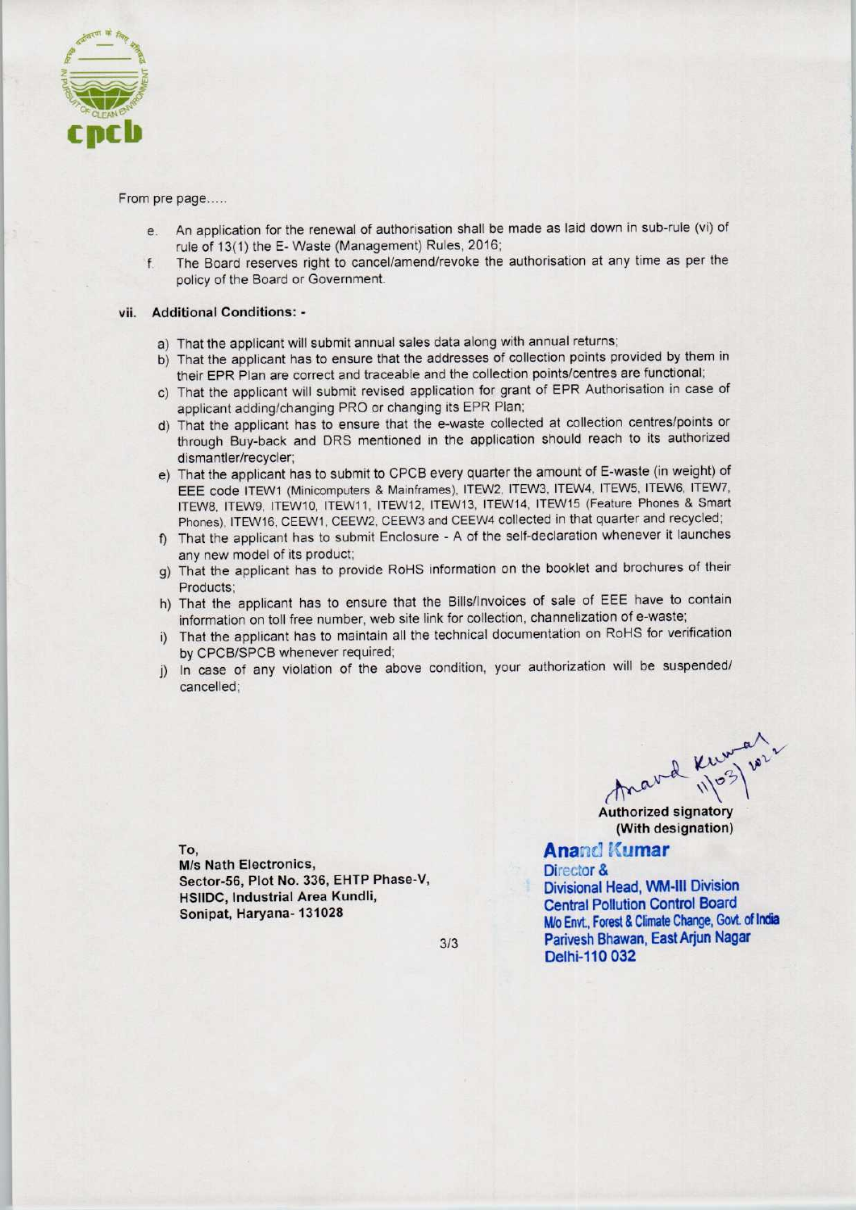From pre page.....

e. An application for the renewal of authorisation shall be made as laid down in sub-rule (vi) of rule of 13(1) the E- Waste (Management) Rules, 2016;

f. The Board reserves right to cancel/amend/revoke the authorisation at any time as per the policy of the Board or Government.

**vii. Additional Conditions: -**

a) That the applicant will submit annual sales data along with annual returns;

b) That the applicant has to ensure that the addresses of collection points provided by them in their EPR Plan are correct and traceable and the collection points/centres are functional;

c) That the applicant will submit revised application for grant of EPR Authorisation in case of applicant adding/changing PRO or changing its EPR Plan;

d) That the applicant has to ensure that the e-waste collected at collection centres/points or through Buy-back and DRS mentioned in the application should reach to its authorized dismantler/recycler;

e) That the applicant has to submit to CPCB every quarter the amount of E-waste (in weight) of EEE code ITEW1 (Minicomputers & Mainframes), ITEW2, ITEW3, ITEW4, ITEW5, ITEW6, ITEW7, ITEW8, ITEW9, ITEW10, ITEW11, ITEW12, ITEW13, ITEW14, ITEW15 (Feature Phones & Smart Phones), ITEW16, CEEW1, CEEW2, CEEW3 and CEEW4 collected in that quarter and recycled;

f) That the applicant has to submit Enclosure - A of the self-declaration whenever it launches any new model of its product;

g) That the applicant has to provide RoHS information on the booklet and brochures of their Products;

h) That the applicant has to ensure that the Bills/Invoices of sale of EEE have to contain information on toll free number, web site link for collection, channelization of e-waste;

i) That the applicant has to maintain all the technical documentation on RoHS for verification by CPCB/SPCB whenever required;

j) In case of any violation of the above condition, your authorization will be suspended/ cancelled;

Anand Kumar 11/03/2022

**Authorized signatory**
**(With designation)**

**Anand Kumar**
**Director &**
**Divisional Head, WM-III Division**
**Central Pollution Control Board**
**M/o Envt., Forest & Climate Change, Govt. of India**
**Parivesh Bhawan, East Arjun Nagar**
**Delhi-110 032**

**To,**
**M/s Nath Electronics,**
**Sector-56, Plot No. 336, EHTP Phase-V,**
**HSIIDC, Industrial Area Kundli,**
**Sonipat, Haryana- 131028**